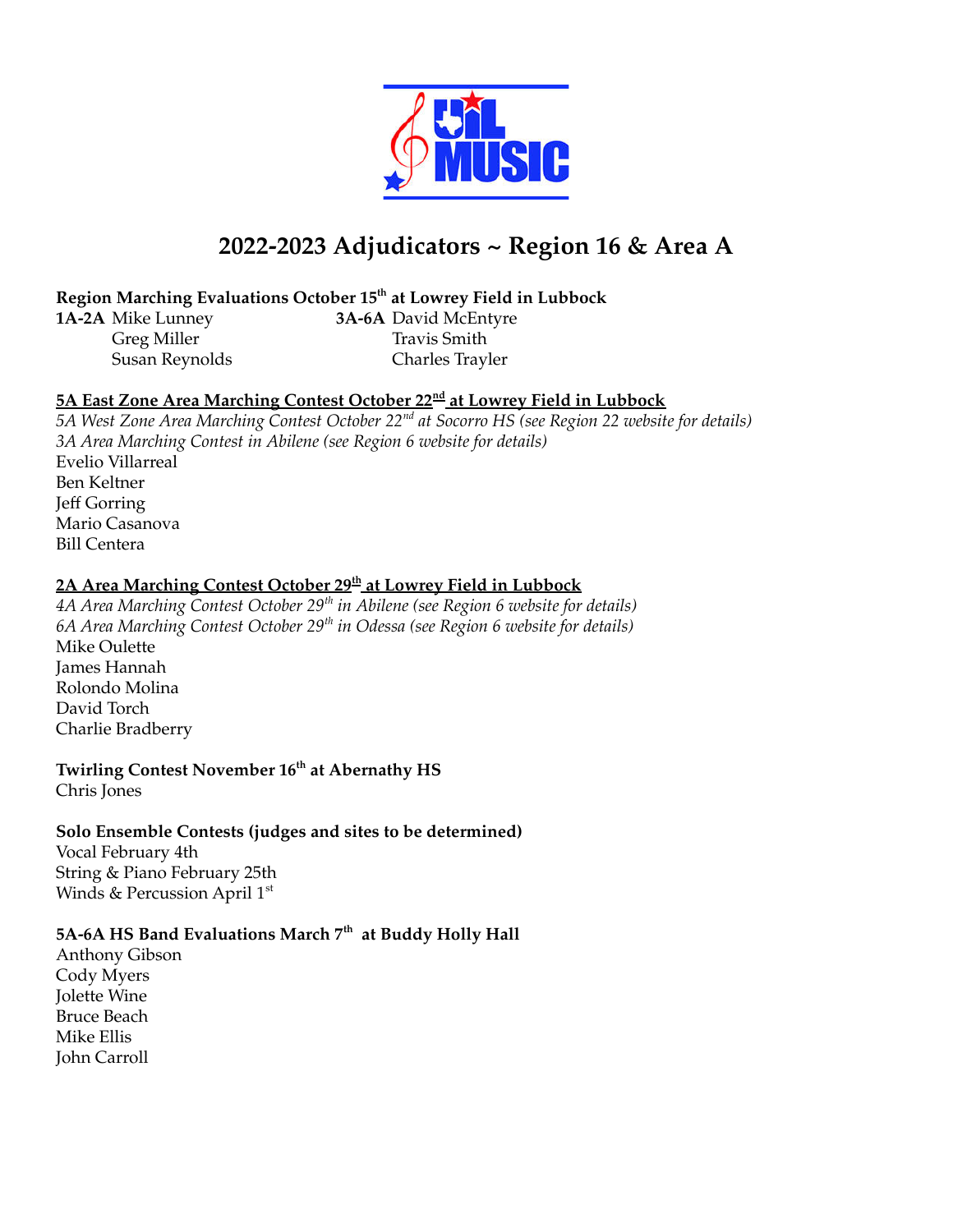# 2022-2023 Adjudicators ~ Region 16 & Area A

**Region Marching Evaluations October 15th at Lowrey Field in Lubbock**

**1A-2A** Mike Lunney
Greg Miller
Susan Reynolds

**3A-6A** David McEntyre
Travis Smith
Charles Trayler

**<u>5A East Zone Area Marching Contest October 22nd at Lowrey Field in Lubbock</u>**

*5A West Zone Area Marching Contest October 22nd at Socorro HS (see Region 22 website for details)*
*3A Area Marching Contest in Abilene (see Region 6 website for details)*

Evelio Villarreal
Ben Keltner
Jeff Gorring
Mario Casanova
Bill Centera

**<u>2A Area Marching Contest October 29th at Lowrey Field in Lubbock</u>**

*4A Area Marching Contest October 29th in Abilene (see Region 6 website for details)*
*6A Area Marching Contest October 29th in Odessa (see Region 6 website for details)*

Mike Oulette
James Hannah
Rolondo Molina
David Torch
Charlie Bradberry

**Twirling Contest November 16th at Abernathy HS**

Chris Jones

**Solo Ensemble Contests (judges and sites to be determined)**

Vocal February 4th
String & Piano February 25th
Winds & Percussion April 1st

**5A-6A HS Band Evaluations March 7th at Buddy Holly Hall**

Anthony Gibson
Cody Myers
Jolette Wine
Bruce Beach
Mike Ellis
John Carroll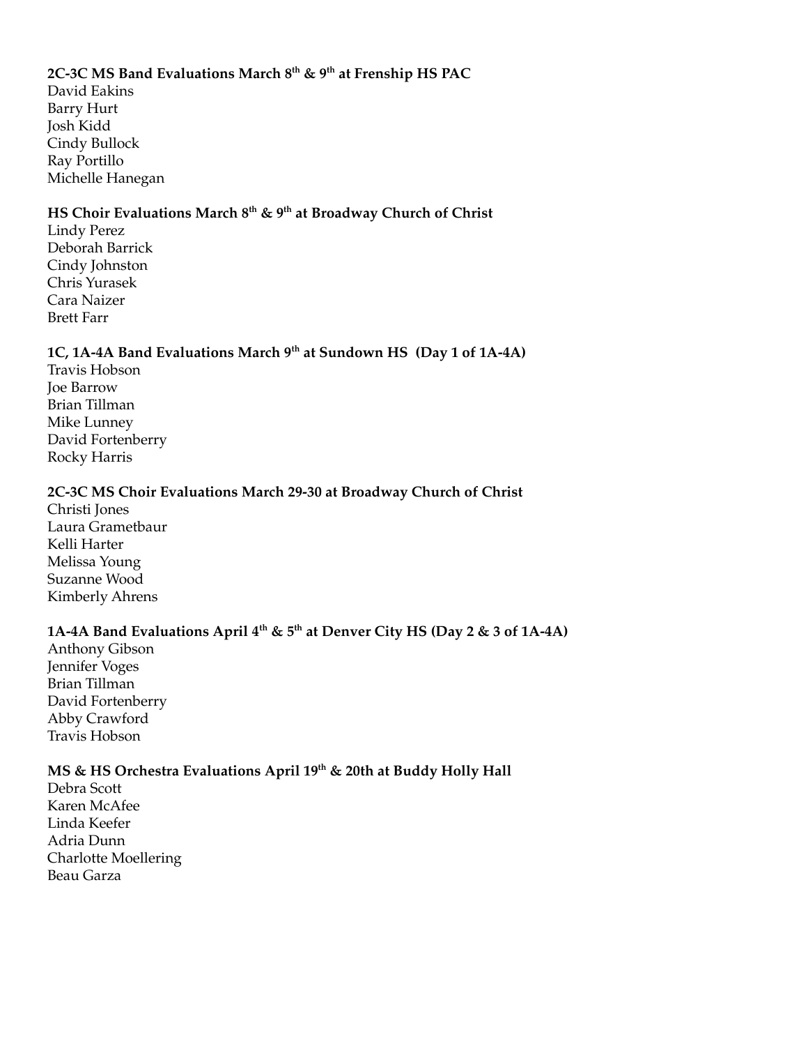**2C-3C MS Band Evaluations March 8th & 9th at Frenship HS PAC**

David Eakins
Barry Hurt
Josh Kidd
Cindy Bullock
Ray Portillo
Michelle Hanegan

**HS Choir Evaluations March 8th & 9th at Broadway Church of Christ**

Lindy Perez
Deborah Barrick
Cindy Johnston
Chris Yurasek
Cara Naizer
Brett Farr

**1C, 1A-4A Band Evaluations March 9th at Sundown HS (Day 1 of 1A-4A)**

Travis Hobson
Joe Barrow
Brian Tillman
Mike Lunney
David Fortenberry
Rocky Harris

**2C-3C MS Choir Evaluations March 29-30 at Broadway Church of Christ**

Christi Jones
Laura Grametbaur
Kelli Harter
Melissa Young
Suzanne Wood
Kimberly Ahrens

**1A-4A Band Evaluations April 4th & 5th at Denver City HS (Day 2 & 3 of 1A-4A)**

Anthony Gibson
Jennifer Voges
Brian Tillman
David Fortenberry
Abby Crawford
Travis Hobson

**MS & HS Orchestra Evaluations April 19th & 20th at Buddy Holly Hall**

Debra Scott
Karen McAfee
Linda Keefer
Adria Dunn
Charlotte Moellering
Beau Garza